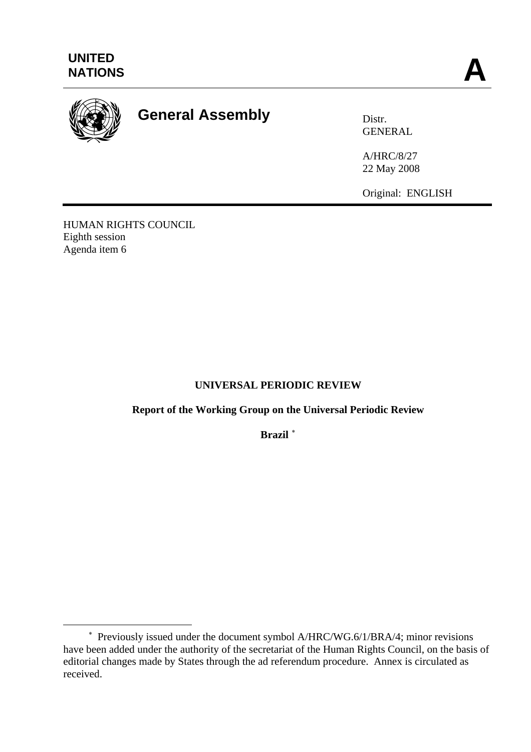UNITED NATIONS

A

# General Assembly

Distr.
GENERAL

A/HRC/8/27
22 May 2008

Original: ENGLISH

HUMAN RIGHTS COUNCIL
Eighth session
Agenda item 6

## UNIVERSAL PERIODIC REVIEW

### Report of the Working Group on the Universal Periodic Review

### Brazil *

---

* Previously issued under the document symbol A/HRC/WG.6/1/BRA/4; minor revisions have been added under the authority of the secretariat of the Human Rights Council, on the basis of editorial changes made by States through the ad referendum procedure. Annex is circulated as received.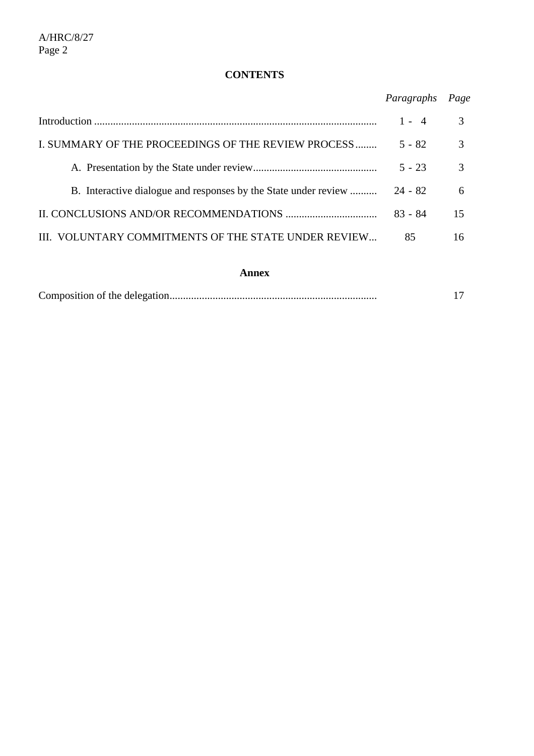## CONTENTS

| | *Paragraphs* | *Page* |
|---|---|---|
| Introduction | 1 - 4 | 3 |
| I. SUMMARY OF THE PROCEEDINGS OF THE REVIEW PROCESS | 5 - 82 | 3 |
| A. Presentation by the State under review | 5 - 23 | 3 |
| B. Interactive dialogue and responses by the State under review | 24 - 82 | 6 |
| II. CONCLUSIONS AND/OR RECOMMENDATIONS | 83 - 84 | 15 |
| III. VOLUNTARY COMMITMENTS OF THE STATE UNDER REVIEW | 85 | 16 |

### Annex

| | | |
|---|---|---|
| Composition of the delegation | | 17 |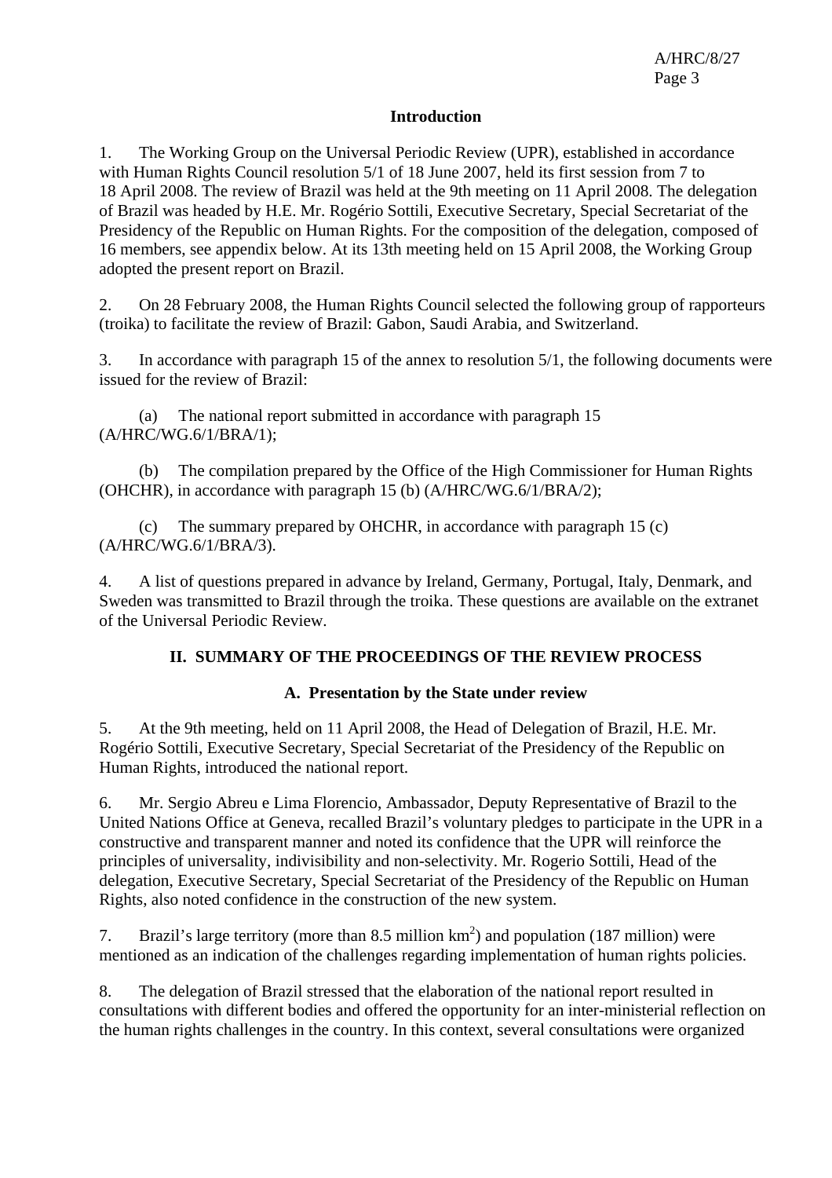## Introduction

1. The Working Group on the Universal Periodic Review (UPR), established in accordance with Human Rights Council resolution 5/1 of 18 June 2007, held its first session from 7 to 18 April 2008. The review of Brazil was held at the 9th meeting on 11 April 2008. The delegation of Brazil was headed by H.E. Mr. Rogério Sottili, Executive Secretary, Special Secretariat of the Presidency of the Republic on Human Rights. For the composition of the delegation, composed of 16 members, see appendix below. At its 13th meeting held on 15 April 2008, the Working Group adopted the present report on Brazil.

2. On 28 February 2008, the Human Rights Council selected the following group of rapporteurs (troika) to facilitate the review of Brazil: Gabon, Saudi Arabia, and Switzerland.

3. In accordance with paragraph 15 of the annex to resolution 5/1, the following documents were issued for the review of Brazil:

(a) The national report submitted in accordance with paragraph 15 (A/HRC/WG.6/1/BRA/1);

(b) The compilation prepared by the Office of the High Commissioner for Human Rights (OHCHR), in accordance with paragraph 15 (b) (A/HRC/WG.6/1/BRA/2);

(c) The summary prepared by OHCHR, in accordance with paragraph 15 (c) (A/HRC/WG.6/1/BRA/3).

4. A list of questions prepared in advance by Ireland, Germany, Portugal, Italy, Denmark, and Sweden was transmitted to Brazil through the troika. These questions are available on the extranet of the Universal Periodic Review.

## II. SUMMARY OF THE PROCEEDINGS OF THE REVIEW PROCESS

### A. Presentation by the State under review

5. At the 9th meeting, held on 11 April 2008, the Head of Delegation of Brazil, H.E. Mr. Rogério Sottili, Executive Secretary, Special Secretariat of the Presidency of the Republic on Human Rights, introduced the national report.

6. Mr. Sergio Abreu e Lima Florencio, Ambassador, Deputy Representative of Brazil to the United Nations Office at Geneva, recalled Brazil's voluntary pledges to participate in the UPR in a constructive and transparent manner and noted its confidence that the UPR will reinforce the principles of universality, indivisibility and non-selectivity. Mr. Rogerio Sottili, Head of the delegation, Executive Secretary, Special Secretariat of the Presidency of the Republic on Human Rights, also noted confidence in the construction of the new system.

7. Brazil's large territory (more than 8.5 million km$^2$) and population (187 million) were mentioned as an indication of the challenges regarding implementation of human rights policies.

8. The delegation of Brazil stressed that the elaboration of the national report resulted in consultations with different bodies and offered the opportunity for an inter-ministerial reflection on the human rights challenges in the country. In this context, several consultations were organized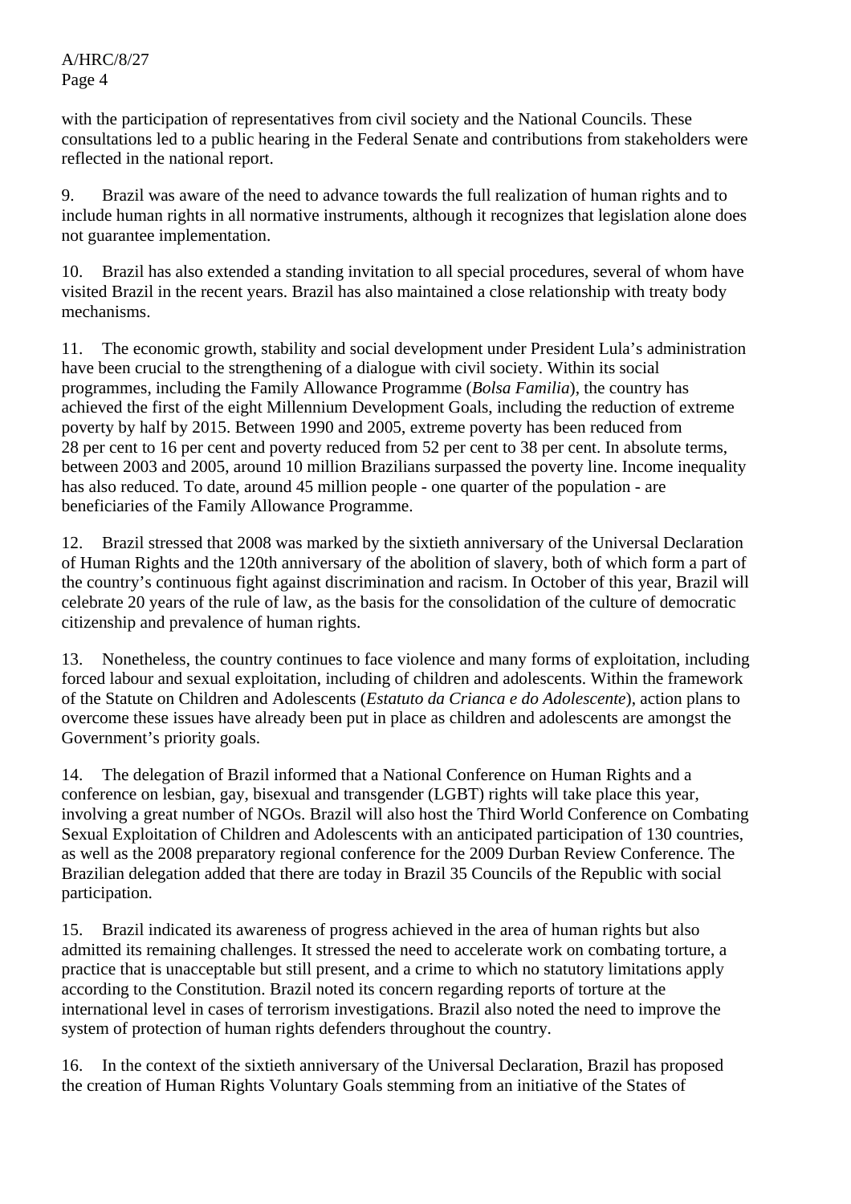with the participation of representatives from civil society and the National Councils. These consultations led to a public hearing in the Federal Senate and contributions from stakeholders were reflected in the national report.

9. Brazil was aware of the need to advance towards the full realization of human rights and to include human rights in all normative instruments, although it recognizes that legislation alone does not guarantee implementation.

10. Brazil has also extended a standing invitation to all special procedures, several of whom have visited Brazil in the recent years. Brazil has also maintained a close relationship with treaty body mechanisms.

11. The economic growth, stability and social development under President Lula's administration have been crucial to the strengthening of a dialogue with civil society. Within its social programmes, including the Family Allowance Programme (*Bolsa Familia*), the country has achieved the first of the eight Millennium Development Goals, including the reduction of extreme poverty by half by 2015. Between 1990 and 2005, extreme poverty has been reduced from 28 per cent to 16 per cent and poverty reduced from 52 per cent to 38 per cent. In absolute terms, between 2003 and 2005, around 10 million Brazilians surpassed the poverty line. Income inequality has also reduced. To date, around 45 million people - one quarter of the population - are beneficiaries of the Family Allowance Programme.

12. Brazil stressed that 2008 was marked by the sixtieth anniversary of the Universal Declaration of Human Rights and the 120th anniversary of the abolition of slavery, both of which form a part of the country's continuous fight against discrimination and racism. In October of this year, Brazil will celebrate 20 years of the rule of law, as the basis for the consolidation of the culture of democratic citizenship and prevalence of human rights.

13. Nonetheless, the country continues to face violence and many forms of exploitation, including forced labour and sexual exploitation, including of children and adolescents. Within the framework of the Statute on Children and Adolescents (*Estatuto da Crianca e do Adolescente*), action plans to overcome these issues have already been put in place as children and adolescents are amongst the Government's priority goals.

14. The delegation of Brazil informed that a National Conference on Human Rights and a conference on lesbian, gay, bisexual and transgender (LGBT) rights will take place this year, involving a great number of NGOs. Brazil will also host the Third World Conference on Combating Sexual Exploitation of Children and Adolescents with an anticipated participation of 130 countries, as well as the 2008 preparatory regional conference for the 2009 Durban Review Conference. The Brazilian delegation added that there are today in Brazil 35 Councils of the Republic with social participation.

15. Brazil indicated its awareness of progress achieved in the area of human rights but also admitted its remaining challenges. It stressed the need to accelerate work on combating torture, a practice that is unacceptable but still present, and a crime to which no statutory limitations apply according to the Constitution. Brazil noted its concern regarding reports of torture at the international level in cases of terrorism investigations. Brazil also noted the need to improve the system of protection of human rights defenders throughout the country.

16. In the context of the sixtieth anniversary of the Universal Declaration, Brazil has proposed the creation of Human Rights Voluntary Goals stemming from an initiative of the States of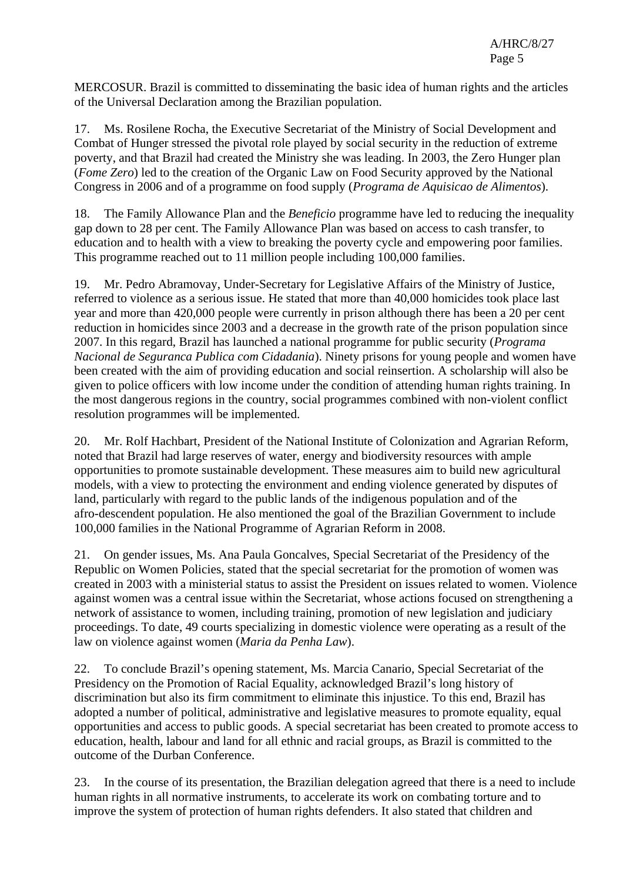MERCOSUR. Brazil is committed to disseminating the basic idea of human rights and the articles of the Universal Declaration among the Brazilian population.

17. Ms. Rosilene Rocha, the Executive Secretariat of the Ministry of Social Development and Combat of Hunger stressed the pivotal role played by social security in the reduction of extreme poverty, and that Brazil had created the Ministry she was leading. In 2003, the Zero Hunger plan (*Fome Zero*) led to the creation of the Organic Law on Food Security approved by the National Congress in 2006 and of a programme on food supply (*Programa de Aquisicao de Alimentos*).

18. The Family Allowance Plan and the *Beneficio* programme have led to reducing the inequality gap down to 28 per cent. The Family Allowance Plan was based on access to cash transfer, to education and to health with a view to breaking the poverty cycle and empowering poor families. This programme reached out to 11 million people including 100,000 families.

19. Mr. Pedro Abramovay, Under-Secretary for Legislative Affairs of the Ministry of Justice, referred to violence as a serious issue. He stated that more than 40,000 homicides took place last year and more than 420,000 people were currently in prison although there has been a 20 per cent reduction in homicides since 2003 and a decrease in the growth rate of the prison population since 2007. In this regard, Brazil has launched a national programme for public security (*Programa Nacional de Seguranca Publica com Cidadania*). Ninety prisons for young people and women have been created with the aim of providing education and social reinsertion. A scholarship will also be given to police officers with low income under the condition of attending human rights training. In the most dangerous regions in the country, social programmes combined with non-violent conflict resolution programmes will be implemented.

20. Mr. Rolf Hachbart, President of the National Institute of Colonization and Agrarian Reform, noted that Brazil had large reserves of water, energy and biodiversity resources with ample opportunities to promote sustainable development. These measures aim to build new agricultural models, with a view to protecting the environment and ending violence generated by disputes of land, particularly with regard to the public lands of the indigenous population and of the afro-descendent population. He also mentioned the goal of the Brazilian Government to include 100,000 families in the National Programme of Agrarian Reform in 2008.

21. On gender issues, Ms. Ana Paula Goncalves, Special Secretariat of the Presidency of the Republic on Women Policies, stated that the special secretariat for the promotion of women was created in 2003 with a ministerial status to assist the President on issues related to women. Violence against women was a central issue within the Secretariat, whose actions focused on strengthening a network of assistance to women, including training, promotion of new legislation and judiciary proceedings. To date, 49 courts specializing in domestic violence were operating as a result of the law on violence against women (*Maria da Penha Law*).

22. To conclude Brazil's opening statement, Ms. Marcia Canario, Special Secretariat of the Presidency on the Promotion of Racial Equality, acknowledged Brazil's long history of discrimination but also its firm commitment to eliminate this injustice. To this end, Brazil has adopted a number of political, administrative and legislative measures to promote equality, equal opportunities and access to public goods. A special secretariat has been created to promote access to education, health, labour and land for all ethnic and racial groups, as Brazil is committed to the outcome of the Durban Conference.

23. In the course of its presentation, the Brazilian delegation agreed that there is a need to include human rights in all normative instruments, to accelerate its work on combating torture and to improve the system of protection of human rights defenders. It also stated that children and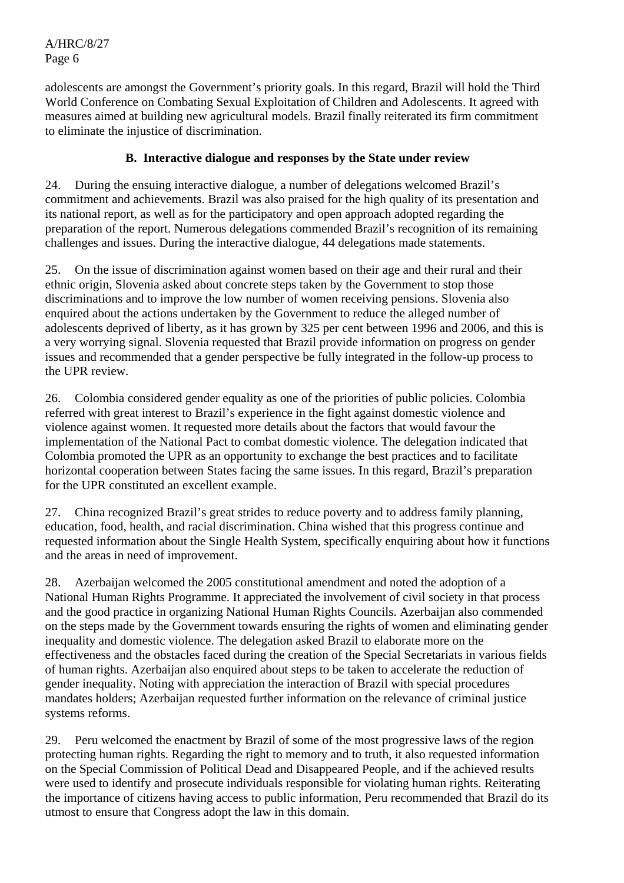adolescents are amongst the Government's priority goals. In this regard, Brazil will hold the Third World Conference on Combating Sexual Exploitation of Children and Adolescents. It agreed with measures aimed at building new agricultural models. Brazil finally reiterated its firm commitment to eliminate the injustice of discrimination.

### B. Interactive dialogue and responses by the State under review

24. During the ensuing interactive dialogue, a number of delegations welcomed Brazil's commitment and achievements. Brazil was also praised for the high quality of its presentation and its national report, as well as for the participatory and open approach adopted regarding the preparation of the report. Numerous delegations commended Brazil's recognition of its remaining challenges and issues. During the interactive dialogue, 44 delegations made statements.

25. On the issue of discrimination against women based on their age and their rural and their ethnic origin, Slovenia asked about concrete steps taken by the Government to stop those discriminations and to improve the low number of women receiving pensions. Slovenia also enquired about the actions undertaken by the Government to reduce the alleged number of adolescents deprived of liberty, as it has grown by 325 per cent between 1996 and 2006, and this is a very worrying signal. Slovenia requested that Brazil provide information on progress on gender issues and recommended that a gender perspective be fully integrated in the follow-up process to the UPR review.

26. Colombia considered gender equality as one of the priorities of public policies. Colombia referred with great interest to Brazil's experience in the fight against domestic violence and violence against women. It requested more details about the factors that would favour the implementation of the National Pact to combat domestic violence. The delegation indicated that Colombia promoted the UPR as an opportunity to exchange the best practices and to facilitate horizontal cooperation between States facing the same issues. In this regard, Brazil's preparation for the UPR constituted an excellent example.

27. China recognized Brazil's great strides to reduce poverty and to address family planning, education, food, health, and racial discrimination. China wished that this progress continue and requested information about the Single Health System, specifically enquiring about how it functions and the areas in need of improvement.

28. Azerbaijan welcomed the 2005 constitutional amendment and noted the adoption of a National Human Rights Programme. It appreciated the involvement of civil society in that process and the good practice in organizing National Human Rights Councils. Azerbaijan also commended on the steps made by the Government towards ensuring the rights of women and eliminating gender inequality and domestic violence. The delegation asked Brazil to elaborate more on the effectiveness and the obstacles faced during the creation of the Special Secretariats in various fields of human rights. Azerbaijan also enquired about steps to be taken to accelerate the reduction of gender inequality. Noting with appreciation the interaction of Brazil with special procedures mandates holders; Azerbaijan requested further information on the relevance of criminal justice systems reforms.

29. Peru welcomed the enactment by Brazil of some of the most progressive laws of the region protecting human rights. Regarding the right to memory and to truth, it also requested information on the Special Commission of Political Dead and Disappeared People, and if the achieved results were used to identify and prosecute individuals responsible for violating human rights. Reiterating the importance of citizens having access to public information, Peru recommended that Brazil do its utmost to ensure that Congress adopt the law in this domain.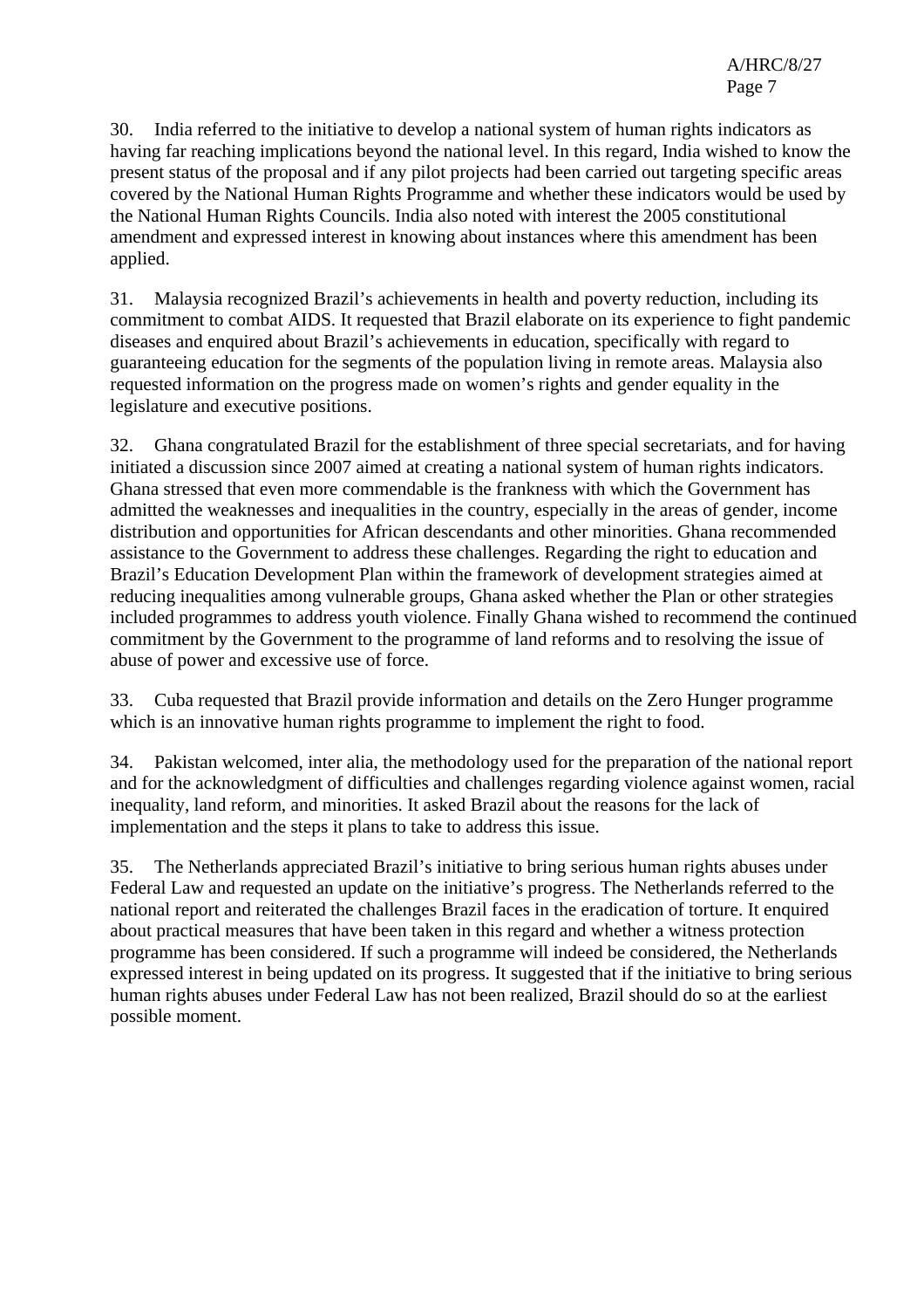30. India referred to the initiative to develop a national system of human rights indicators as having far reaching implications beyond the national level. In this regard, India wished to know the present status of the proposal and if any pilot projects had been carried out targeting specific areas covered by the National Human Rights Programme and whether these indicators would be used by the National Human Rights Councils. India also noted with interest the 2005 constitutional amendment and expressed interest in knowing about instances where this amendment has been applied.

31. Malaysia recognized Brazil's achievements in health and poverty reduction, including its commitment to combat AIDS. It requested that Brazil elaborate on its experience to fight pandemic diseases and enquired about Brazil's achievements in education, specifically with regard to guaranteeing education for the segments of the population living in remote areas. Malaysia also requested information on the progress made on women's rights and gender equality in the legislature and executive positions.

32. Ghana congratulated Brazil for the establishment of three special secretariats, and for having initiated a discussion since 2007 aimed at creating a national system of human rights indicators. Ghana stressed that even more commendable is the frankness with which the Government has admitted the weaknesses and inequalities in the country, especially in the areas of gender, income distribution and opportunities for African descendants and other minorities. Ghana recommended assistance to the Government to address these challenges. Regarding the right to education and Brazil's Education Development Plan within the framework of development strategies aimed at reducing inequalities among vulnerable groups, Ghana asked whether the Plan or other strategies included programmes to address youth violence. Finally Ghana wished to recommend the continued commitment by the Government to the programme of land reforms and to resolving the issue of abuse of power and excessive use of force.

33. Cuba requested that Brazil provide information and details on the Zero Hunger programme which is an innovative human rights programme to implement the right to food.

34. Pakistan welcomed, inter alia, the methodology used for the preparation of the national report and for the acknowledgment of difficulties and challenges regarding violence against women, racial inequality, land reform, and minorities. It asked Brazil about the reasons for the lack of implementation and the steps it plans to take to address this issue.

35. The Netherlands appreciated Brazil's initiative to bring serious human rights abuses under Federal Law and requested an update on the initiative's progress. The Netherlands referred to the national report and reiterated the challenges Brazil faces in the eradication of torture. It enquired about practical measures that have been taken in this regard and whether a witness protection programme has been considered. If such a programme will indeed be considered, the Netherlands expressed interest in being updated on its progress. It suggested that if the initiative to bring serious human rights abuses under Federal Law has not been realized, Brazil should do so at the earliest possible moment.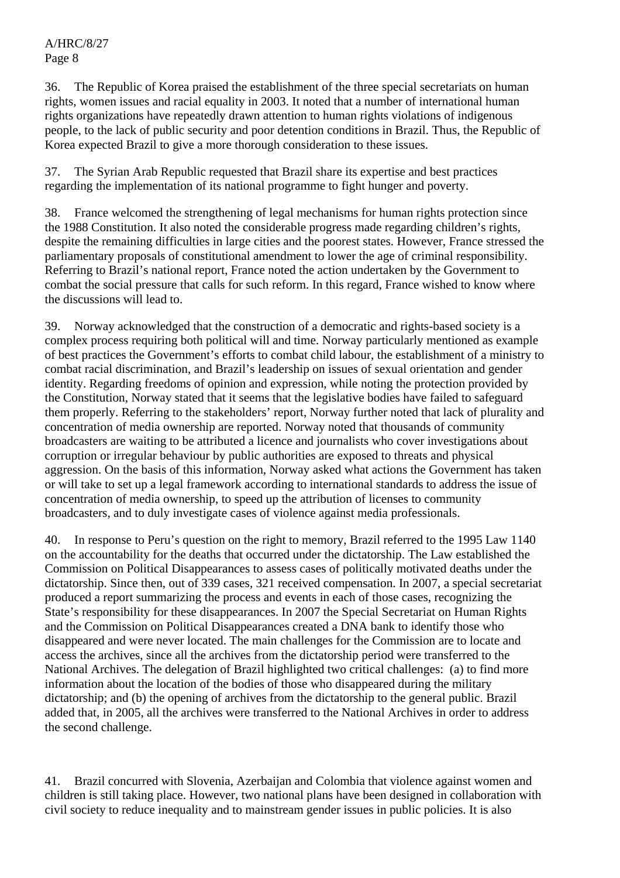36. The Republic of Korea praised the establishment of the three special secretariats on human rights, women issues and racial equality in 2003. It noted that a number of international human rights organizations have repeatedly drawn attention to human rights violations of indigenous people, to the lack of public security and poor detention conditions in Brazil. Thus, the Republic of Korea expected Brazil to give a more thorough consideration to these issues.

37. The Syrian Arab Republic requested that Brazil share its expertise and best practices regarding the implementation of its national programme to fight hunger and poverty.

38. France welcomed the strengthening of legal mechanisms for human rights protection since the 1988 Constitution. It also noted the considerable progress made regarding children's rights, despite the remaining difficulties in large cities and the poorest states. However, France stressed the parliamentary proposals of constitutional amendment to lower the age of criminal responsibility. Referring to Brazil's national report, France noted the action undertaken by the Government to combat the social pressure that calls for such reform. In this regard, France wished to know where the discussions will lead to.

39. Norway acknowledged that the construction of a democratic and rights-based society is a complex process requiring both political will and time. Norway particularly mentioned as example of best practices the Government's efforts to combat child labour, the establishment of a ministry to combat racial discrimination, and Brazil's leadership on issues of sexual orientation and gender identity. Regarding freedoms of opinion and expression, while noting the protection provided by the Constitution, Norway stated that it seems that the legislative bodies have failed to safeguard them properly. Referring to the stakeholders' report, Norway further noted that lack of plurality and concentration of media ownership are reported. Norway noted that thousands of community broadcasters are waiting to be attributed a licence and journalists who cover investigations about corruption or irregular behaviour by public authorities are exposed to threats and physical aggression. On the basis of this information, Norway asked what actions the Government has taken or will take to set up a legal framework according to international standards to address the issue of concentration of media ownership, to speed up the attribution of licenses to community broadcasters, and to duly investigate cases of violence against media professionals.

40. In response to Peru's question on the right to memory, Brazil referred to the 1995 Law 1140 on the accountability for the deaths that occurred under the dictatorship. The Law established the Commission on Political Disappearances to assess cases of politically motivated deaths under the dictatorship. Since then, out of 339 cases, 321 received compensation. In 2007, a special secretariat produced a report summarizing the process and events in each of those cases, recognizing the State's responsibility for these disappearances. In 2007 the Special Secretariat on Human Rights and the Commission on Political Disappearances created a DNA bank to identify those who disappeared and were never located. The main challenges for the Commission are to locate and access the archives, since all the archives from the dictatorship period were transferred to the National Archives. The delegation of Brazil highlighted two critical challenges: (a) to find more information about the location of the bodies of those who disappeared during the military dictatorship; and (b) the opening of archives from the dictatorship to the general public. Brazil added that, in 2005, all the archives were transferred to the National Archives in order to address the second challenge.

41. Brazil concurred with Slovenia, Azerbaijan and Colombia that violence against women and children is still taking place. However, two national plans have been designed in collaboration with civil society to reduce inequality and to mainstream gender issues in public policies. It is also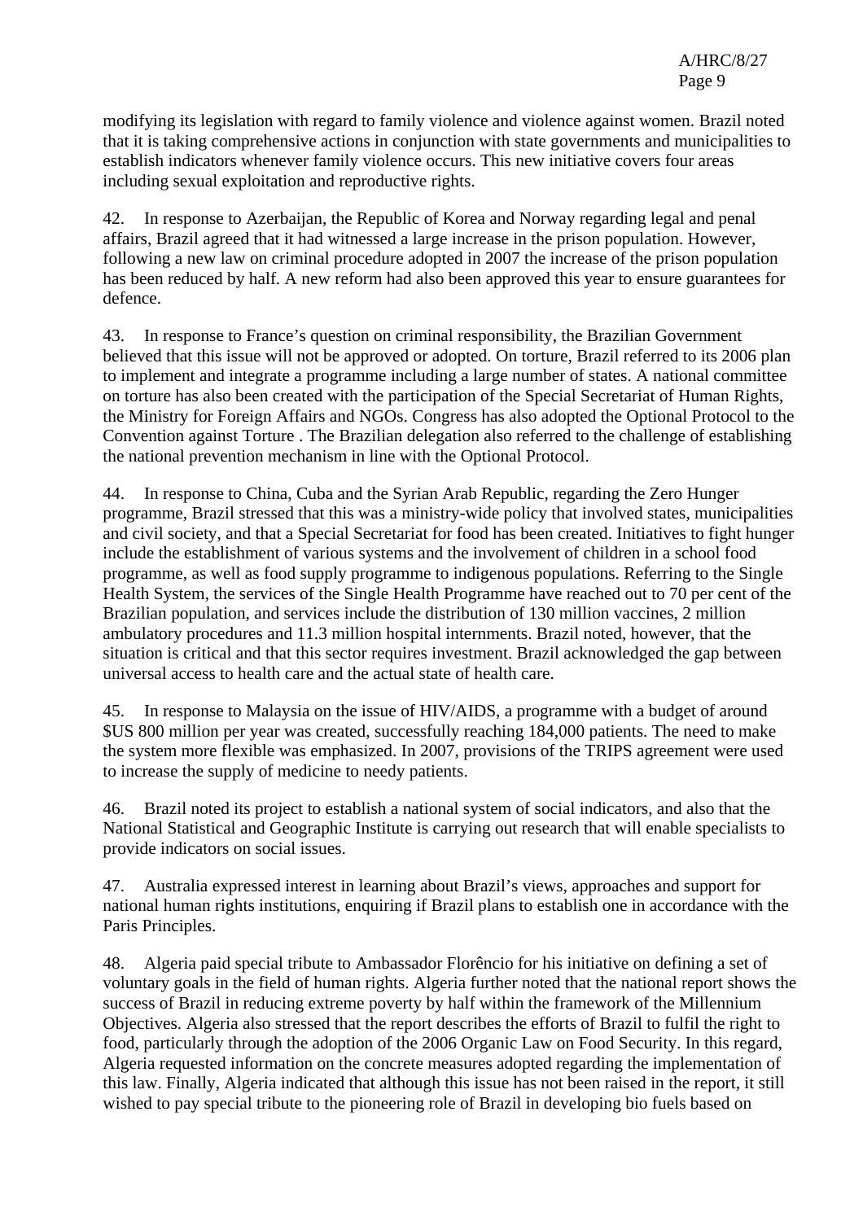modifying its legislation with regard to family violence and violence against women. Brazil noted that it is taking comprehensive actions in conjunction with state governments and municipalities to establish indicators whenever family violence occurs. This new initiative covers four areas including sexual exploitation and reproductive rights.

42. In response to Azerbaijan, the Republic of Korea and Norway regarding legal and penal affairs, Brazil agreed that it had witnessed a large increase in the prison population. However, following a new law on criminal procedure adopted in 2007 the increase of the prison population has been reduced by half. A new reform had also been approved this year to ensure guarantees for defence.

43. In response to France's question on criminal responsibility, the Brazilian Government believed that this issue will not be approved or adopted. On torture, Brazil referred to its 2006 plan to implement and integrate a programme including a large number of states. A national committee on torture has also been created with the participation of the Special Secretariat of Human Rights, the Ministry for Foreign Affairs and NGOs. Congress has also adopted the Optional Protocol to the Convention against Torture . The Brazilian delegation also referred to the challenge of establishing the national prevention mechanism in line with the Optional Protocol.

44. In response to China, Cuba and the Syrian Arab Republic, regarding the Zero Hunger programme, Brazil stressed that this was a ministry-wide policy that involved states, municipalities and civil society, and that a Special Secretariat for food has been created. Initiatives to fight hunger include the establishment of various systems and the involvement of children in a school food programme, as well as food supply programme to indigenous populations. Referring to the Single Health System, the services of the Single Health Programme have reached out to 70 per cent of the Brazilian population, and services include the distribution of 130 million vaccines, 2 million ambulatory procedures and 11.3 million hospital internments. Brazil noted, however, that the situation is critical and that this sector requires investment. Brazil acknowledged the gap between universal access to health care and the actual state of health care.

45. In response to Malaysia on the issue of HIV/AIDS, a programme with a budget of around $US 800 million per year was created, successfully reaching 184,000 patients. The need to make the system more flexible was emphasized. In 2007, provisions of the TRIPS agreement were used to increase the supply of medicine to needy patients.

46. Brazil noted its project to establish a national system of social indicators, and also that the National Statistical and Geographic Institute is carrying out research that will enable specialists to provide indicators on social issues.

47. Australia expressed interest in learning about Brazil's views, approaches and support for national human rights institutions, enquiring if Brazil plans to establish one in accordance with the Paris Principles.

48. Algeria paid special tribute to Ambassador Florêncio for his initiative on defining a set of voluntary goals in the field of human rights. Algeria further noted that the national report shows the success of Brazil in reducing extreme poverty by half within the framework of the Millennium Objectives. Algeria also stressed that the report describes the efforts of Brazil to fulfil the right to food, particularly through the adoption of the 2006 Organic Law on Food Security. In this regard, Algeria requested information on the concrete measures adopted regarding the implementation of this law. Finally, Algeria indicated that although this issue has not been raised in the report, it still wished to pay special tribute to the pioneering role of Brazil in developing bio fuels based on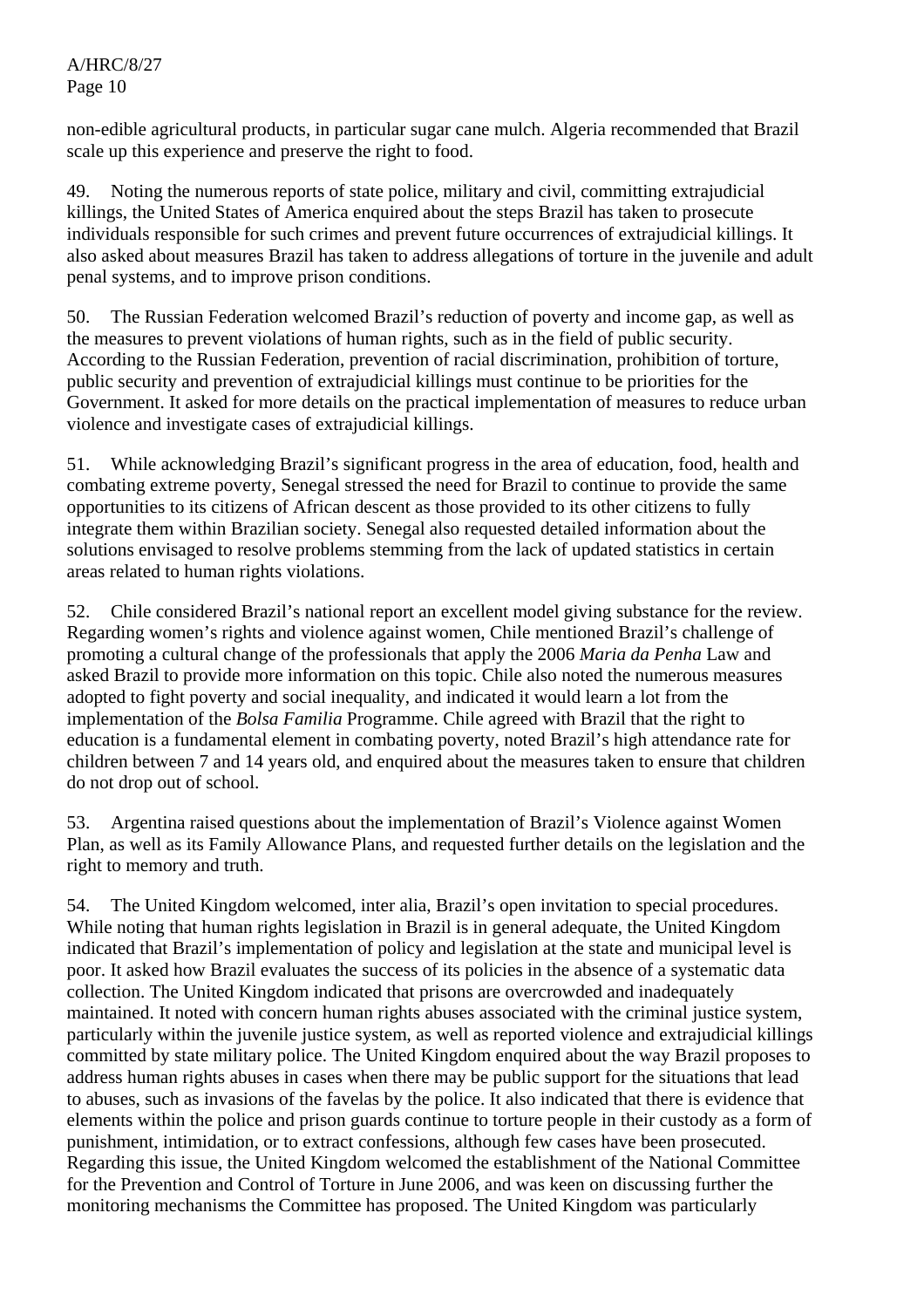non-edible agricultural products, in particular sugar cane mulch. Algeria recommended that Brazil scale up this experience and preserve the right to food.

49. Noting the numerous reports of state police, military and civil, committing extrajudicial killings, the United States of America enquired about the steps Brazil has taken to prosecute individuals responsible for such crimes and prevent future occurrences of extrajudicial killings. It also asked about measures Brazil has taken to address allegations of torture in the juvenile and adult penal systems, and to improve prison conditions.

50. The Russian Federation welcomed Brazil's reduction of poverty and income gap, as well as the measures to prevent violations of human rights, such as in the field of public security. According to the Russian Federation, prevention of racial discrimination, prohibition of torture, public security and prevention of extrajudicial killings must continue to be priorities for the Government. It asked for more details on the practical implementation of measures to reduce urban violence and investigate cases of extrajudicial killings.

51. While acknowledging Brazil's significant progress in the area of education, food, health and combating extreme poverty, Senegal stressed the need for Brazil to continue to provide the same opportunities to its citizens of African descent as those provided to its other citizens to fully integrate them within Brazilian society. Senegal also requested detailed information about the solutions envisaged to resolve problems stemming from the lack of updated statistics in certain areas related to human rights violations.

52. Chile considered Brazil's national report an excellent model giving substance for the review. Regarding women's rights and violence against women, Chile mentioned Brazil's challenge of promoting a cultural change of the professionals that apply the 2006 *Maria da Penha* Law and asked Brazil to provide more information on this topic. Chile also noted the numerous measures adopted to fight poverty and social inequality, and indicated it would learn a lot from the implementation of the *Bolsa Familia* Programme. Chile agreed with Brazil that the right to education is a fundamental element in combating poverty, noted Brazil's high attendance rate for children between 7 and 14 years old, and enquired about the measures taken to ensure that children do not drop out of school.

53. Argentina raised questions about the implementation of Brazil's Violence against Women Plan, as well as its Family Allowance Plans, and requested further details on the legislation and the right to memory and truth.

54. The United Kingdom welcomed, inter alia, Brazil's open invitation to special procedures. While noting that human rights legislation in Brazil is in general adequate, the United Kingdom indicated that Brazil's implementation of policy and legislation at the state and municipal level is poor. It asked how Brazil evaluates the success of its policies in the absence of a systematic data collection. The United Kingdom indicated that prisons are overcrowded and inadequately maintained. It noted with concern human rights abuses associated with the criminal justice system, particularly within the juvenile justice system, as well as reported violence and extrajudicial killings committed by state military police. The United Kingdom enquired about the way Brazil proposes to address human rights abuses in cases when there may be public support for the situations that lead to abuses, such as invasions of the favelas by the police. It also indicated that there is evidence that elements within the police and prison guards continue to torture people in their custody as a form of punishment, intimidation, or to extract confessions, although few cases have been prosecuted. Regarding this issue, the United Kingdom welcomed the establishment of the National Committee for the Prevention and Control of Torture in June 2006, and was keen on discussing further the monitoring mechanisms the Committee has proposed. The United Kingdom was particularly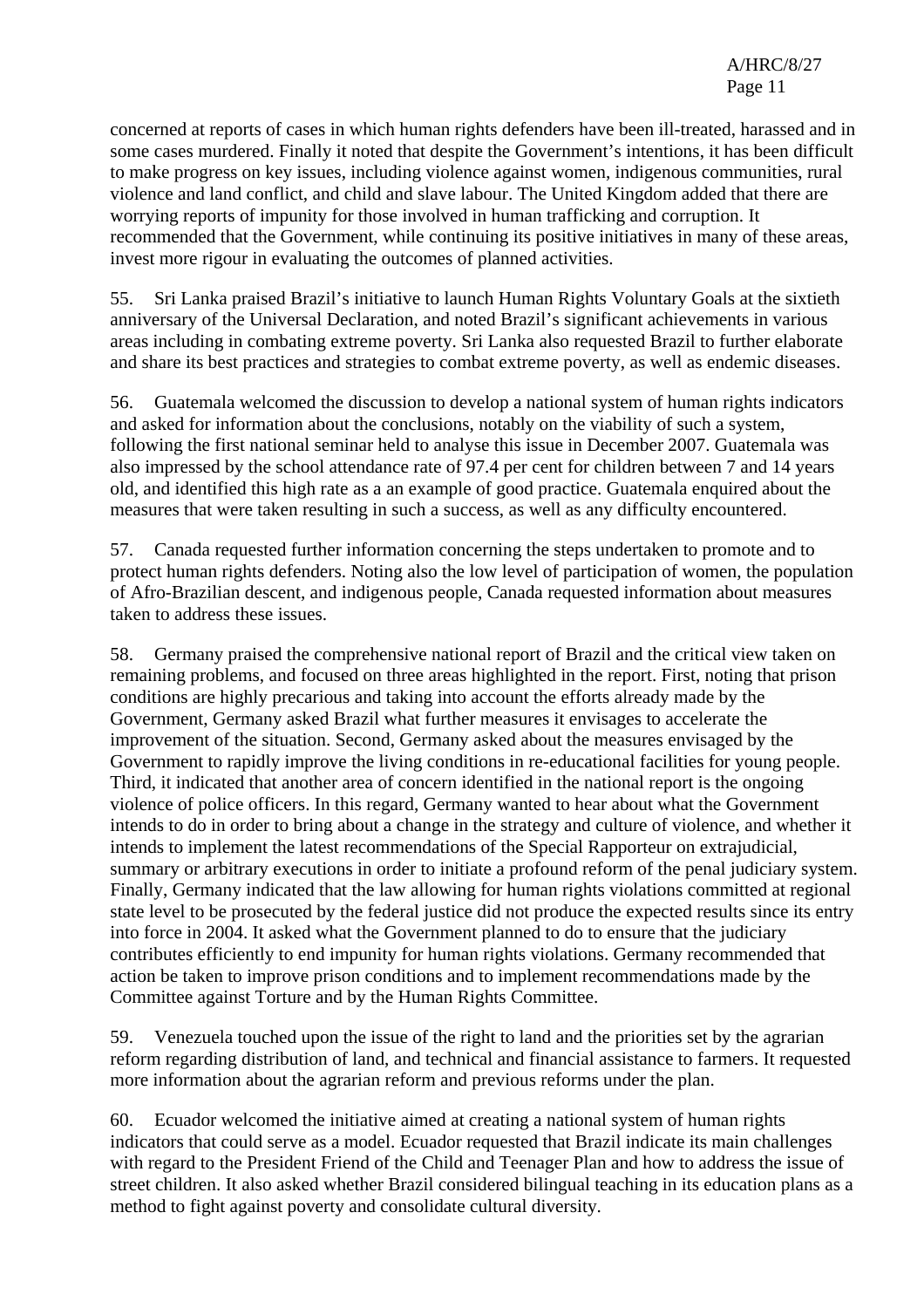concerned at reports of cases in which human rights defenders have been ill-treated, harassed and in some cases murdered. Finally it noted that despite the Government's intentions, it has been difficult to make progress on key issues, including violence against women, indigenous communities, rural violence and land conflict, and child and slave labour. The United Kingdom added that there are worrying reports of impunity for those involved in human trafficking and corruption. It recommended that the Government, while continuing its positive initiatives in many of these areas, invest more rigour in evaluating the outcomes of planned activities.

55. Sri Lanka praised Brazil's initiative to launch Human Rights Voluntary Goals at the sixtieth anniversary of the Universal Declaration, and noted Brazil's significant achievements in various areas including in combating extreme poverty. Sri Lanka also requested Brazil to further elaborate and share its best practices and strategies to combat extreme poverty, as well as endemic diseases.

56. Guatemala welcomed the discussion to develop a national system of human rights indicators and asked for information about the conclusions, notably on the viability of such a system, following the first national seminar held to analyse this issue in December 2007. Guatemala was also impressed by the school attendance rate of 97.4 per cent for children between 7 and 14 years old, and identified this high rate as a an example of good practice. Guatemala enquired about the measures that were taken resulting in such a success, as well as any difficulty encountered.

57. Canada requested further information concerning the steps undertaken to promote and to protect human rights defenders. Noting also the low level of participation of women, the population of Afro-Brazilian descent, and indigenous people, Canada requested information about measures taken to address these issues.

58. Germany praised the comprehensive national report of Brazil and the critical view taken on remaining problems, and focused on three areas highlighted in the report. First, noting that prison conditions are highly precarious and taking into account the efforts already made by the Government, Germany asked Brazil what further measures it envisages to accelerate the improvement of the situation. Second, Germany asked about the measures envisaged by the Government to rapidly improve the living conditions in re-educational facilities for young people. Third, it indicated that another area of concern identified in the national report is the ongoing violence of police officers. In this regard, Germany wanted to hear about what the Government intends to do in order to bring about a change in the strategy and culture of violence, and whether it intends to implement the latest recommendations of the Special Rapporteur on extrajudicial, summary or arbitrary executions in order to initiate a profound reform of the penal judiciary system. Finally, Germany indicated that the law allowing for human rights violations committed at regional state level to be prosecuted by the federal justice did not produce the expected results since its entry into force in 2004. It asked what the Government planned to do to ensure that the judiciary contributes efficiently to end impunity for human rights violations. Germany recommended that action be taken to improve prison conditions and to implement recommendations made by the Committee against Torture and by the Human Rights Committee.

59. Venezuela touched upon the issue of the right to land and the priorities set by the agrarian reform regarding distribution of land, and technical and financial assistance to farmers. It requested more information about the agrarian reform and previous reforms under the plan.

60. Ecuador welcomed the initiative aimed at creating a national system of human rights indicators that could serve as a model. Ecuador requested that Brazil indicate its main challenges with regard to the President Friend of the Child and Teenager Plan and how to address the issue of street children. It also asked whether Brazil considered bilingual teaching in its education plans as a method to fight against poverty and consolidate cultural diversity.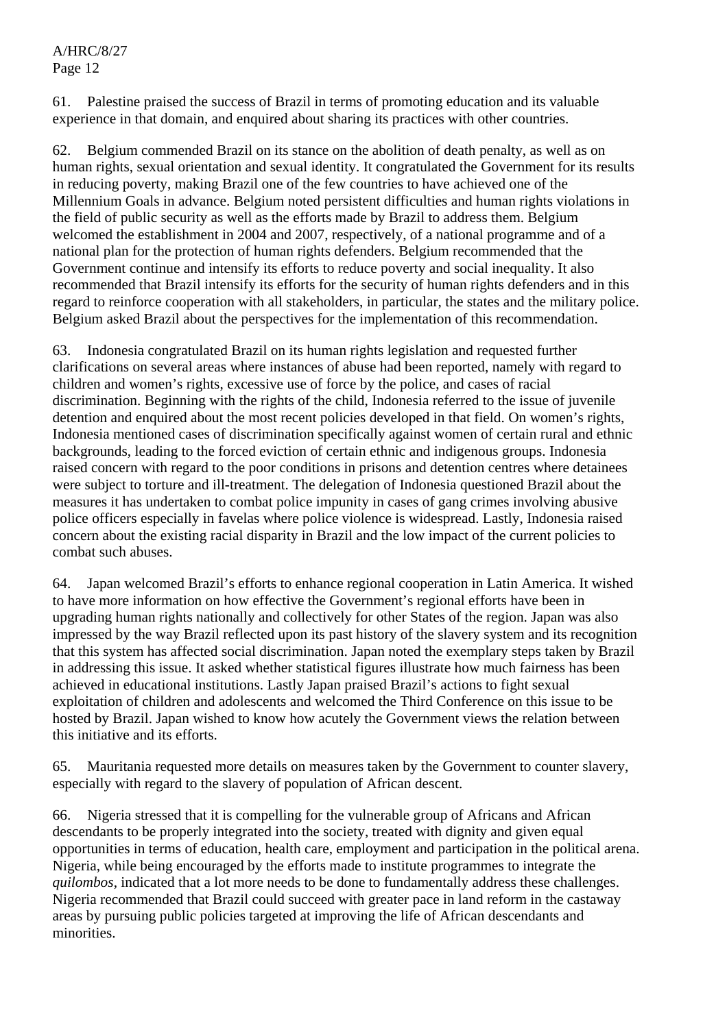61. Palestine praised the success of Brazil in terms of promoting education and its valuable experience in that domain, and enquired about sharing its practices with other countries.

62. Belgium commended Brazil on its stance on the abolition of death penalty, as well as on human rights, sexual orientation and sexual identity. It congratulated the Government for its results in reducing poverty, making Brazil one of the few countries to have achieved one of the Millennium Goals in advance. Belgium noted persistent difficulties and human rights violations in the field of public security as well as the efforts made by Brazil to address them. Belgium welcomed the establishment in 2004 and 2007, respectively, of a national programme and of a national plan for the protection of human rights defenders. Belgium recommended that the Government continue and intensify its efforts to reduce poverty and social inequality. It also recommended that Brazil intensify its efforts for the security of human rights defenders and in this regard to reinforce cooperation with all stakeholders, in particular, the states and the military police. Belgium asked Brazil about the perspectives for the implementation of this recommendation.

63. Indonesia congratulated Brazil on its human rights legislation and requested further clarifications on several areas where instances of abuse had been reported, namely with regard to children and women's rights, excessive use of force by the police, and cases of racial discrimination. Beginning with the rights of the child, Indonesia referred to the issue of juvenile detention and enquired about the most recent policies developed in that field. On women's rights, Indonesia mentioned cases of discrimination specifically against women of certain rural and ethnic backgrounds, leading to the forced eviction of certain ethnic and indigenous groups. Indonesia raised concern with regard to the poor conditions in prisons and detention centres where detainees were subject to torture and ill-treatment. The delegation of Indonesia questioned Brazil about the measures it has undertaken to combat police impunity in cases of gang crimes involving abusive police officers especially in favelas where police violence is widespread. Lastly, Indonesia raised concern about the existing racial disparity in Brazil and the low impact of the current policies to combat such abuses.

64. Japan welcomed Brazil's efforts to enhance regional cooperation in Latin America. It wished to have more information on how effective the Government's regional efforts have been in upgrading human rights nationally and collectively for other States of the region. Japan was also impressed by the way Brazil reflected upon its past history of the slavery system and its recognition that this system has affected social discrimination. Japan noted the exemplary steps taken by Brazil in addressing this issue. It asked whether statistical figures illustrate how much fairness has been achieved in educational institutions. Lastly Japan praised Brazil's actions to fight sexual exploitation of children and adolescents and welcomed the Third Conference on this issue to be hosted by Brazil. Japan wished to know how acutely the Government views the relation between this initiative and its efforts.

65. Mauritania requested more details on measures taken by the Government to counter slavery, especially with regard to the slavery of population of African descent.

66. Nigeria stressed that it is compelling for the vulnerable group of Africans and African descendants to be properly integrated into the society, treated with dignity and given equal opportunities in terms of education, health care, employment and participation in the political arena. Nigeria, while being encouraged by the efforts made to institute programmes to integrate the *quilombos*, indicated that a lot more needs to be done to fundamentally address these challenges. Nigeria recommended that Brazil could succeed with greater pace in land reform in the castaway areas by pursuing public policies targeted at improving the life of African descendants and minorities.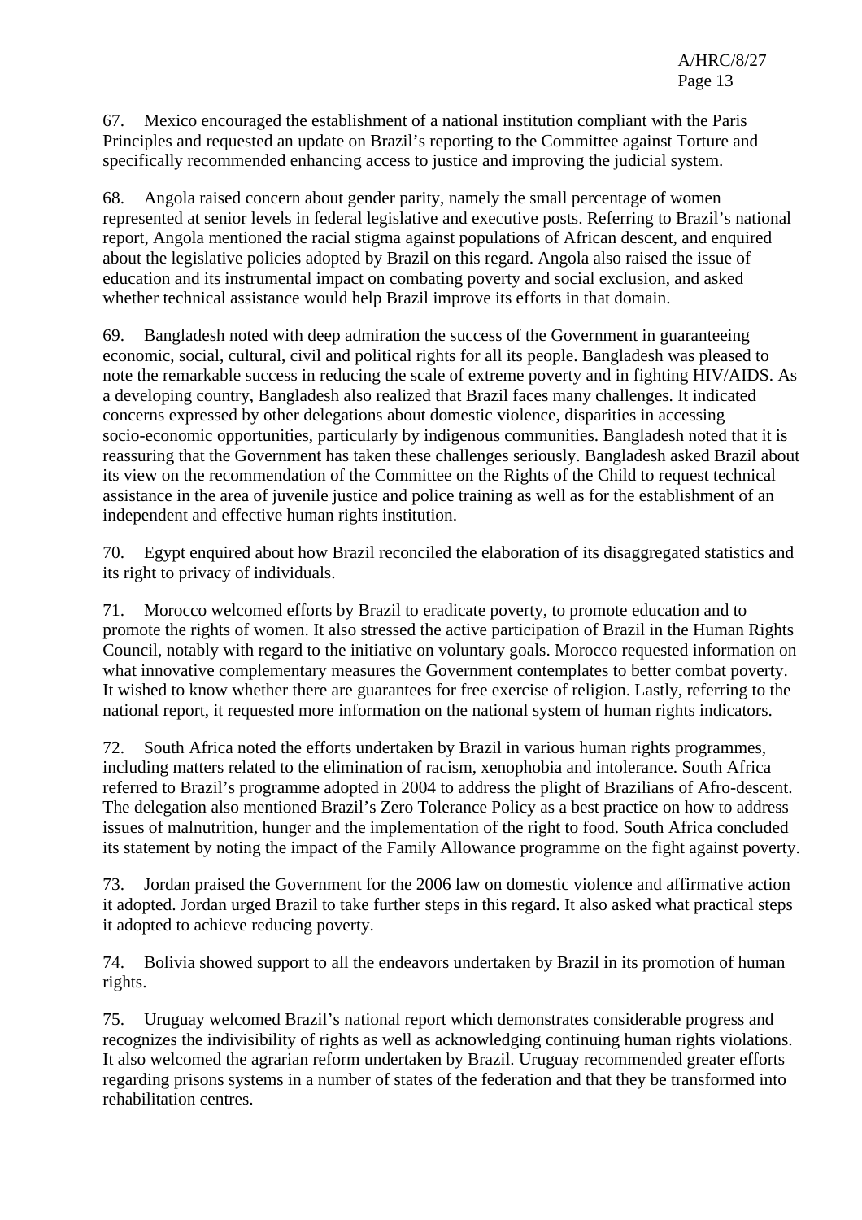67. Mexico encouraged the establishment of a national institution compliant with the Paris Principles and requested an update on Brazil's reporting to the Committee against Torture and specifically recommended enhancing access to justice and improving the judicial system.

68. Angola raised concern about gender parity, namely the small percentage of women represented at senior levels in federal legislative and executive posts. Referring to Brazil's national report, Angola mentioned the racial stigma against populations of African descent, and enquired about the legislative policies adopted by Brazil on this regard. Angola also raised the issue of education and its instrumental impact on combating poverty and social exclusion, and asked whether technical assistance would help Brazil improve its efforts in that domain.

69. Bangladesh noted with deep admiration the success of the Government in guaranteeing economic, social, cultural, civil and political rights for all its people. Bangladesh was pleased to note the remarkable success in reducing the scale of extreme poverty and in fighting HIV/AIDS. As a developing country, Bangladesh also realized that Brazil faces many challenges. It indicated concerns expressed by other delegations about domestic violence, disparities in accessing socio-economic opportunities, particularly by indigenous communities. Bangladesh noted that it is reassuring that the Government has taken these challenges seriously. Bangladesh asked Brazil about its view on the recommendation of the Committee on the Rights of the Child to request technical assistance in the area of juvenile justice and police training as well as for the establishment of an independent and effective human rights institution.

70. Egypt enquired about how Brazil reconciled the elaboration of its disaggregated statistics and its right to privacy of individuals.

71. Morocco welcomed efforts by Brazil to eradicate poverty, to promote education and to promote the rights of women. It also stressed the active participation of Brazil in the Human Rights Council, notably with regard to the initiative on voluntary goals. Morocco requested information on what innovative complementary measures the Government contemplates to better combat poverty. It wished to know whether there are guarantees for free exercise of religion. Lastly, referring to the national report, it requested more information on the national system of human rights indicators.

72. South Africa noted the efforts undertaken by Brazil in various human rights programmes, including matters related to the elimination of racism, xenophobia and intolerance. South Africa referred to Brazil's programme adopted in 2004 to address the plight of Brazilians of Afro-descent. The delegation also mentioned Brazil's Zero Tolerance Policy as a best practice on how to address issues of malnutrition, hunger and the implementation of the right to food. South Africa concluded its statement by noting the impact of the Family Allowance programme on the fight against poverty.

73. Jordan praised the Government for the 2006 law on domestic violence and affirmative action it adopted. Jordan urged Brazil to take further steps in this regard. It also asked what practical steps it adopted to achieve reducing poverty.

74. Bolivia showed support to all the endeavors undertaken by Brazil in its promotion of human rights.

75. Uruguay welcomed Brazil's national report which demonstrates considerable progress and recognizes the indivisibility of rights as well as acknowledging continuing human rights violations. It also welcomed the agrarian reform undertaken by Brazil. Uruguay recommended greater efforts regarding prisons systems in a number of states of the federation and that they be transformed into rehabilitation centres.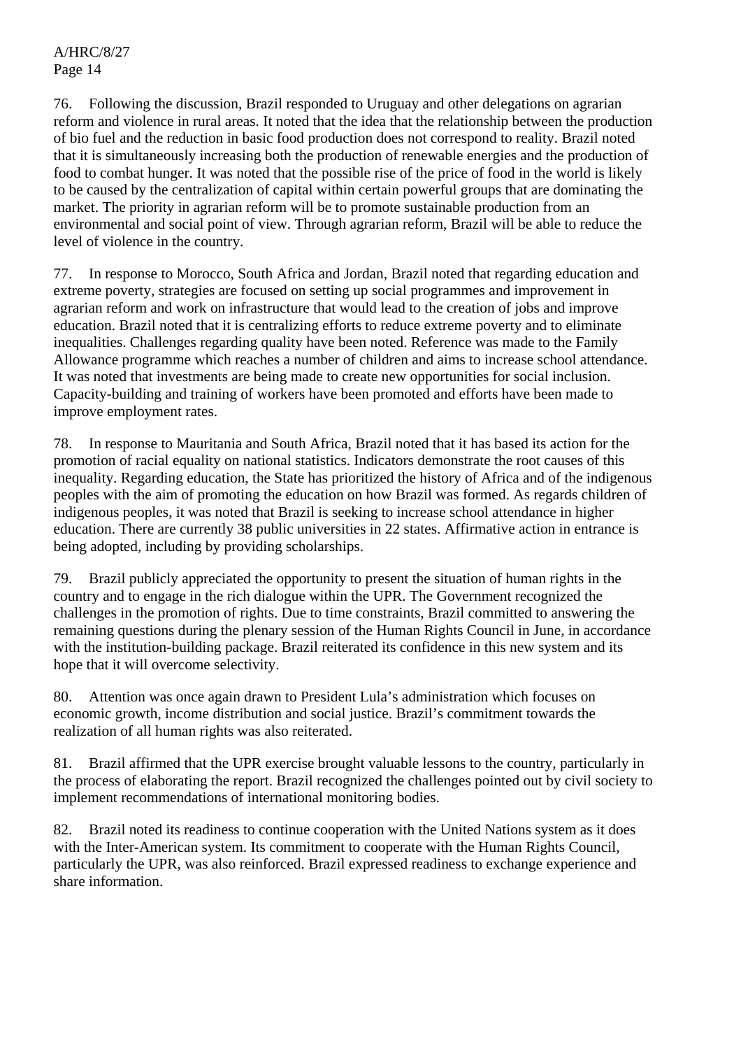76. Following the discussion, Brazil responded to Uruguay and other delegations on agrarian reform and violence in rural areas. It noted that the idea that the relationship between the production of bio fuel and the reduction in basic food production does not correspond to reality. Brazil noted that it is simultaneously increasing both the production of renewable energies and the production of food to combat hunger. It was noted that the possible rise of the price of food in the world is likely to be caused by the centralization of capital within certain powerful groups that are dominating the market. The priority in agrarian reform will be to promote sustainable production from an environmental and social point of view. Through agrarian reform, Brazil will be able to reduce the level of violence in the country.

77. In response to Morocco, South Africa and Jordan, Brazil noted that regarding education and extreme poverty, strategies are focused on setting up social programmes and improvement in agrarian reform and work on infrastructure that would lead to the creation of jobs and improve education. Brazil noted that it is centralizing efforts to reduce extreme poverty and to eliminate inequalities. Challenges regarding quality have been noted. Reference was made to the Family Allowance programme which reaches a number of children and aims to increase school attendance. It was noted that investments are being made to create new opportunities for social inclusion. Capacity-building and training of workers have been promoted and efforts have been made to improve employment rates.

78. In response to Mauritania and South Africa, Brazil noted that it has based its action for the promotion of racial equality on national statistics. Indicators demonstrate the root causes of this inequality. Regarding education, the State has prioritized the history of Africa and of the indigenous peoples with the aim of promoting the education on how Brazil was formed. As regards children of indigenous peoples, it was noted that Brazil is seeking to increase school attendance in higher education. There are currently 38 public universities in 22 states. Affirmative action in entrance is being adopted, including by providing scholarships.

79. Brazil publicly appreciated the opportunity to present the situation of human rights in the country and to engage in the rich dialogue within the UPR. The Government recognized the challenges in the promotion of rights. Due to time constraints, Brazil committed to answering the remaining questions during the plenary session of the Human Rights Council in June, in accordance with the institution-building package. Brazil reiterated its confidence in this new system and its hope that it will overcome selectivity.

80. Attention was once again drawn to President Lula's administration which focuses on economic growth, income distribution and social justice. Brazil's commitment towards the realization of all human rights was also reiterated.

81. Brazil affirmed that the UPR exercise brought valuable lessons to the country, particularly in the process of elaborating the report. Brazil recognized the challenges pointed out by civil society to implement recommendations of international monitoring bodies.

82. Brazil noted its readiness to continue cooperation with the United Nations system as it does with the Inter-American system. Its commitment to cooperate with the Human Rights Council, particularly the UPR, was also reinforced. Brazil expressed readiness to exchange experience and share information.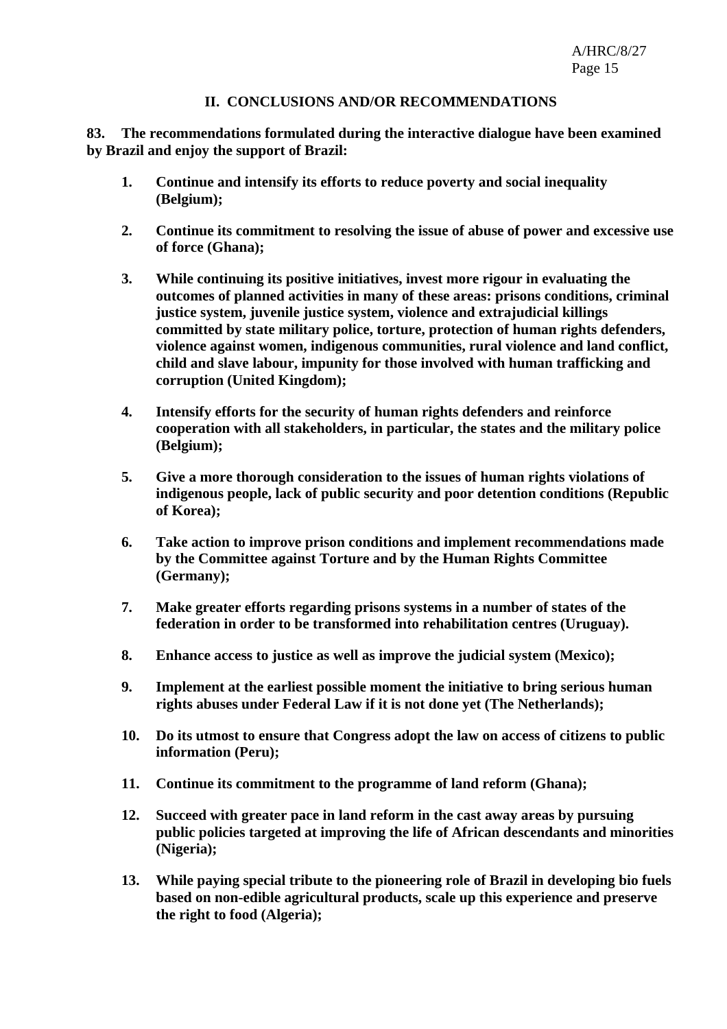## II. CONCLUSIONS AND/OR RECOMMENDATIONS

**83. The recommendations formulated during the interactive dialogue have been examined by Brazil and enjoy the support of Brazil:**

1. **Continue and intensify its efforts to reduce poverty and social inequality (Belgium);**

2. **Continue its commitment to resolving the issue of abuse of power and excessive use of force (Ghana);**

3. **While continuing its positive initiatives, invest more rigour in evaluating the outcomes of planned activities in many of these areas: prisons conditions, criminal justice system, juvenile justice system, violence and extrajudicial killings committed by state military police, torture, protection of human rights defenders, violence against women, indigenous communities, rural violence and land conflict, child and slave labour, impunity for those involved with human trafficking and corruption (United Kingdom);**

4. **Intensify efforts for the security of human rights defenders and reinforce cooperation with all stakeholders, in particular, the states and the military police (Belgium);**

5. **Give a more thorough consideration to the issues of human rights violations of indigenous people, lack of public security and poor detention conditions (Republic of Korea);**

6. **Take action to improve prison conditions and implement recommendations made by the Committee against Torture and by the Human Rights Committee (Germany);**

7. **Make greater efforts regarding prisons systems in a number of states of the federation in order to be transformed into rehabilitation centres (Uruguay).**

8. **Enhance access to justice as well as improve the judicial system (Mexico);**

9. **Implement at the earliest possible moment the initiative to bring serious human rights abuses under Federal Law if it is not done yet (The Netherlands);**

10. **Do its utmost to ensure that Congress adopt the law on access of citizens to public information (Peru);**

11. **Continue its commitment to the programme of land reform (Ghana);**

12. **Succeed with greater pace in land reform in the cast away areas by pursuing public policies targeted at improving the life of African descendants and minorities (Nigeria);**

13. **While paying special tribute to the pioneering role of Brazil in developing bio fuels based on non-edible agricultural products, scale up this experience and preserve the right to food (Algeria);**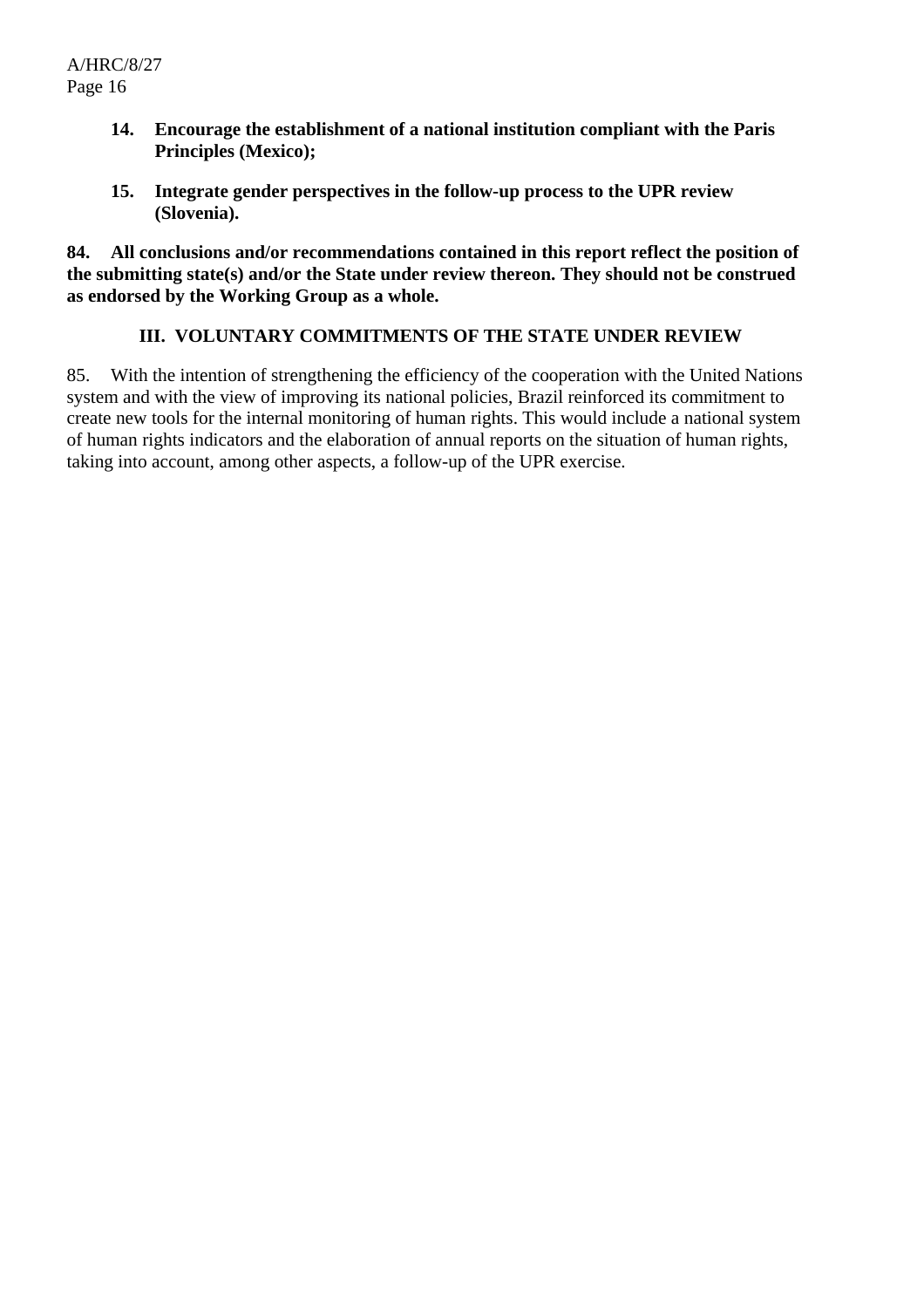**14. Encourage the establishment of a national institution compliant with the Paris Principles (Mexico);**

**15. Integrate gender perspectives in the follow-up process to the UPR review (Slovenia).**

**84. All conclusions and/or recommendations contained in this report reflect the position of the submitting state(s) and/or the State under review thereon. They should not be construed as endorsed by the Working Group as a whole.**

## III. VOLUNTARY COMMITMENTS OF THE STATE UNDER REVIEW

85. With the intention of strengthening the efficiency of the cooperation with the United Nations system and with the view of improving its national policies, Brazil reinforced its commitment to create new tools for the internal monitoring of human rights. This would include a national system of human rights indicators and the elaboration of annual reports on the situation of human rights, taking into account, among other aspects, a follow-up of the UPR exercise.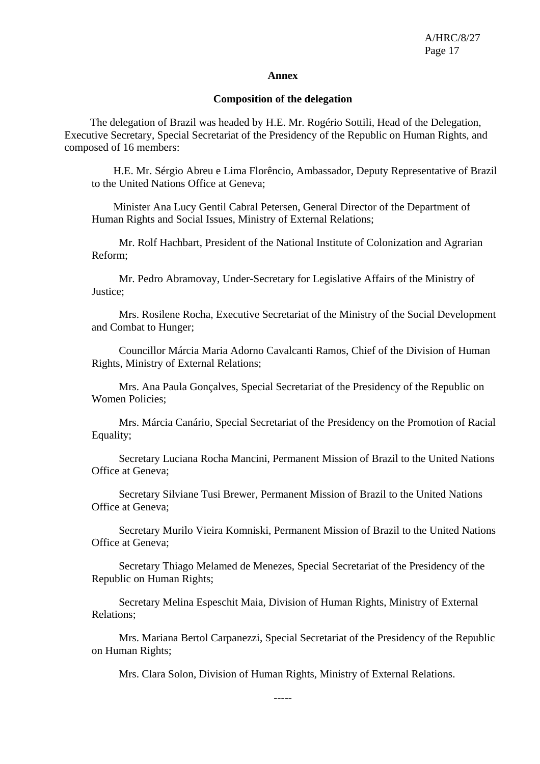## Annex

## Composition of the delegation

The delegation of Brazil was headed by H.E. Mr. Rogério Sottili, Head of the Delegation, Executive Secretary, Special Secretariat of the Presidency of the Republic on Human Rights, and composed of 16 members:

H.E. Mr. Sérgio Abreu e Lima Florêncio, Ambassador, Deputy Representative of Brazil to the United Nations Office at Geneva;

Minister Ana Lucy Gentil Cabral Petersen, General Director of the Department of Human Rights and Social Issues, Ministry of External Relations;

Mr. Rolf Hachbart, President of the National Institute of Colonization and Agrarian Reform;

Mr. Pedro Abramovay, Under-Secretary for Legislative Affairs of the Ministry of Justice;

Mrs. Rosilene Rocha, Executive Secretariat of the Ministry of the Social Development and Combat to Hunger;

Councillor Márcia Maria Adorno Cavalcanti Ramos, Chief of the Division of Human Rights, Ministry of External Relations;

Mrs. Ana Paula Gonçalves, Special Secretariat of the Presidency of the Republic on Women Policies;

Mrs. Márcia Canário, Special Secretariat of the Presidency on the Promotion of Racial Equality;

Secretary Luciana Rocha Mancini, Permanent Mission of Brazil to the United Nations Office at Geneva;

Secretary Silviane Tusi Brewer, Permanent Mission of Brazil to the United Nations Office at Geneva;

Secretary Murilo Vieira Komniski, Permanent Mission of Brazil to the United Nations Office at Geneva;

Secretary Thiago Melamed de Menezes, Special Secretariat of the Presidency of the Republic on Human Rights;

Secretary Melina Espeschit Maia, Division of Human Rights, Ministry of External Relations;

Mrs. Mariana Bertol Carpanezzi, Special Secretariat of the Presidency of the Republic on Human Rights;

Mrs. Clara Solon, Division of Human Rights, Ministry of External Relations.

-----